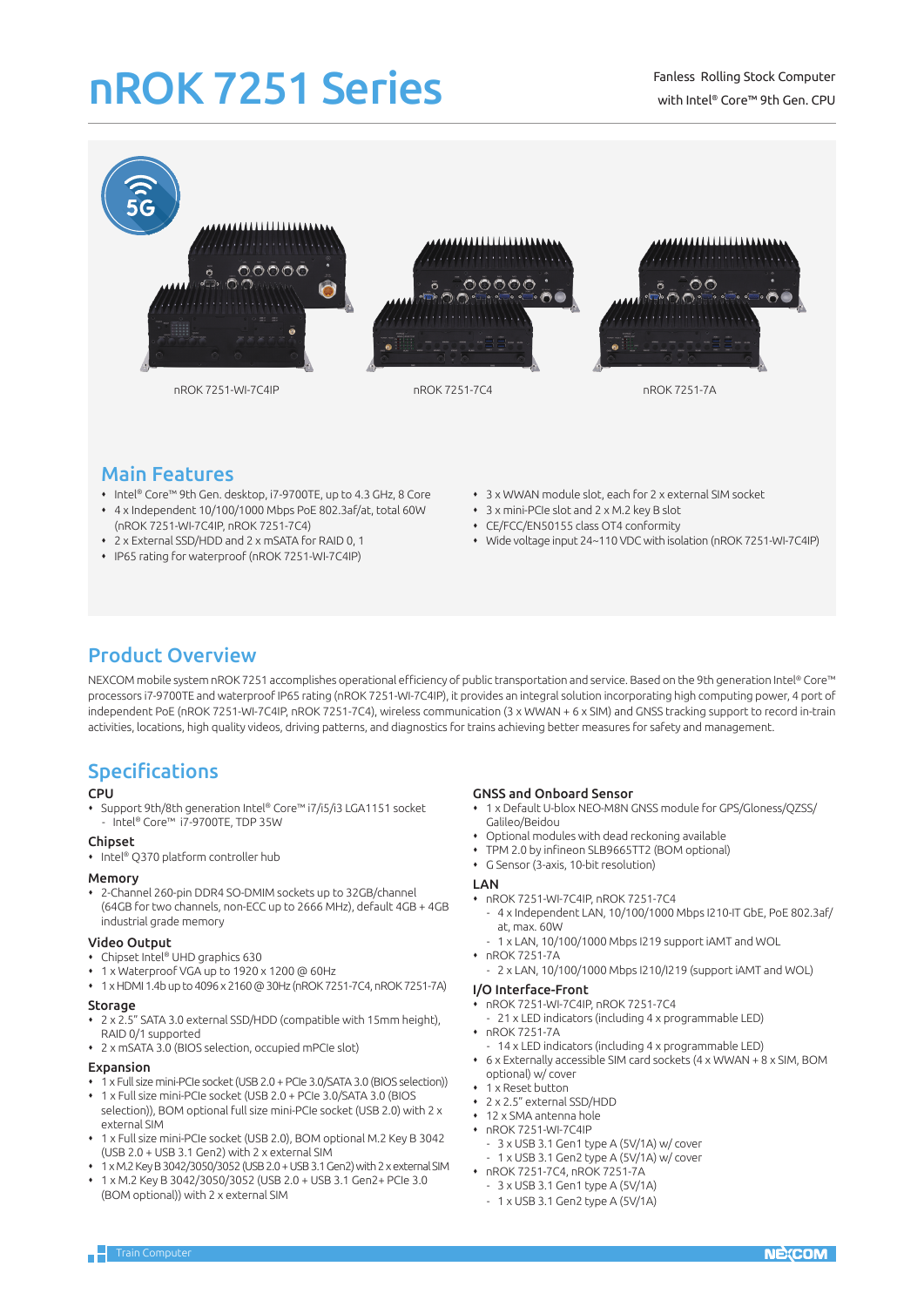# nROK 7251 Series

Fanless Rolling Stock Computer with Intel® Core™ 9th Gen. CPU

nROK 7251-WI-7C4IP

nROK 7251-7C4

nROK 7251-7A

## Main Features

- Intel® Core™ 9th Gen. desktop, i7-9700TE, up to 4.3 GHz, 8 Core
- 4 x Independent 10/100/1000 Mbps PoE 802.3af/at, total 60W (nROK 7251-WI-7C4IP, nROK 7251-7C4)
- 2 x External SSD/HDD and 2 x mSATA for RAID 0, 1
- IP65 rating for waterproof (nROK 7251-WI-7C4IP)
- 3 x WWAN module slot, each for 2 x external SIM socket
- 3 x mini-PCIe slot and 2 x M.2 key B slot
- CE/FCC/EN50155 class OT4 conformity
- Wide voltage input 24~110 VDC with isolation (nROK 7251-WI-7C4IP)

## Product Overview

NEXCOM mobile system nROK 7251 accomplishes operational efficiency of public transportation and service. Based on the 9th generation Intel® Core™ processors i7-9700TE and waterproof IP65 rating (nROK 7251-WI-7C4IP), it provides an integral solution incorporating high computing power, 4 port of independent PoE (nROK 7251-WI-7C4IP, nROK 7251-7C4), wireless communication (3 x WWAN + 6 x SIM) and GNSS tracking support to record in-train activities, locations, high quality videos, driving patterns, and diagnostics for trains achieving better measures for safety and management.

## Specifications

### CPU
- Support 9th/8th generation Intel® Core™ i7/i5/i3 LGA1151 socket
  - Intel® Core™ i7-9700TE, TDP 35W

### Chipset
- Intel® Q370 platform controller hub

### Memory
- 2-Channel 260-pin DDR4 SO-DIMM sockets up to 32GB/channel (64GB for two channels, non-ECC up to 2666 MHz), default 4GB + 4GB industrial grade memory

### Video Output
- Chipset Intel® UHD graphics 630
- 1 x Waterproof VGA up to 1920 x 1200 @ 60Hz
- 1 x HDMI 1.4b up to 4096 x 2160 @ 30Hz (nROK 7251-7C4, nROK 7251-7A)

### Storage
- 2 x 2.5" SATA 3.0 external SSD/HDD (compatible with 15mm height), RAID 0/1 supported
- 2 x mSATA 3.0 (BIOS selection, occupied mPCIe slot)

### Expansion
- 1 x Full size mini-PCIe socket (USB 2.0 + PCIe 3.0/SATA 3.0 (BIOS selection))
- 1 x Full size mini-PCIe socket (USB 2.0 + PCIe 3.0/SATA 3.0 (BIOS selection)), BOM optional full size mini-PCIe socket (USB 2.0) with 2 x external SIM
- 1 x Full size mini-PCIe socket (USB 2.0), BOM optional M.2 Key B 3042 (USB 2.0 + USB 3.1 Gen2) with 2 x external SIM
- 1 x M.2 Key B 3042/3050/3052 (USB 2.0 + USB 3.1 Gen2) with 2 x external SIM
- 1 x M.2 Key B 3042/3050/3052 (USB 2.0 + USB 3.1 Gen2+ PCIe 3.0 (BOM optional)) with 2 x external SIM

### GNSS and Onboard Sensor
- 1 x Default U-blox NEO-M8N GNSS module for GPS/Gloness/QZSS/ Galileo/Beidou
- Optional modules with dead reckoning available
- TPM 2.0 by infineon SLB9665TT2 (BOM optional)
- G Sensor (3-axis, 10-bit resolution)

### LAN
- nROK 7251-WI-7C4IP, nROK 7251-7C4
  - 4 x Independent LAN, 10/100/1000 Mbps I210-IT GbE, PoE 802.3af/ at, max. 60W
  - 1 x LAN, 10/100/1000 Mbps I219 support iAMT and WOL
- nROK 7251-7A
  - 2 x LAN, 10/100/1000 Mbps I210/I219 (support iAMT and WOL)

### I/O Interface-Front
- nROK 7251-WI-7C4IP, nROK 7251-7C4
  - 21 x LED indicators (including 4 x programmable LED)
- nROK 7251-7A
  - 14 x LED indicators (including 4 x programmable LED)
- 6 x Externally accessible SIM card sockets (4 x WWAN + 8 x SIM, BOM optional) w/ cover
- 1 x Reset button
- 2 x 2.5" external SSD/HDD
- 12 x SMA antenna hole
- nROK 7251-WI-7C4IP
  - 3 x USB 3.1 Gen1 type A (5V/1A) w/ cover
  - 1 x USB 3.1 Gen2 type A (5V/1A) w/ cover
- nROK 7251-7C4, nROK 7251-7A
  - 3 x USB 3.1 Gen1 type A (5V/1A)
  - 1 x USB 3.1 Gen2 type A (5V/1A)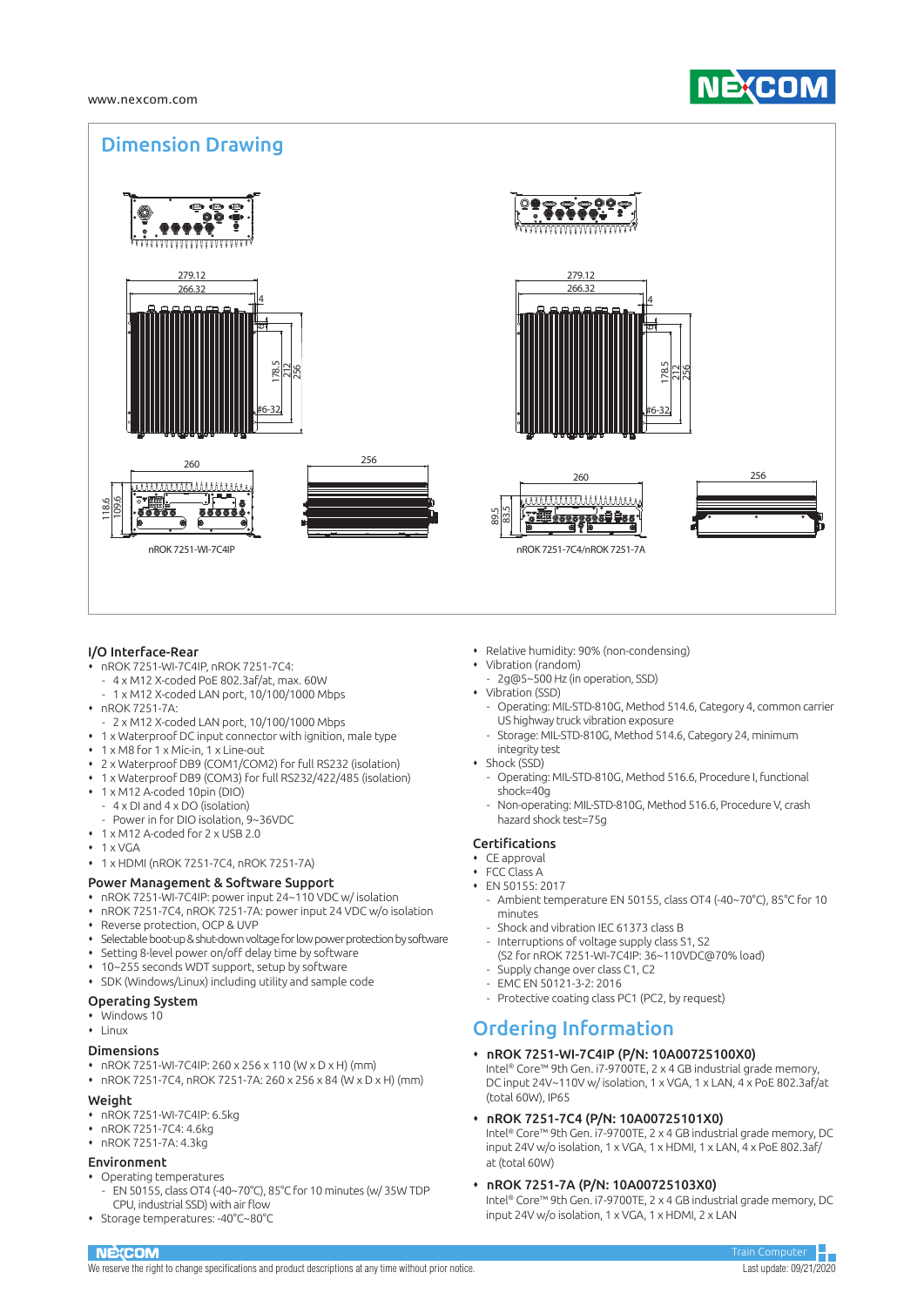## Dimension Drawing

279.12
266.32
4
178.5
212
256
#6-32

279.12
266.32
4
178.5
212
256
#6-32

260
118.6
109.6
256
nROK 7251-WI-7C4IP

260
89.5
83.5
256
nROK 7251-7C4/nROK 7251-7A

### I/O Interface-Rear

- nROK 7251-WI-7C4IP, nROK 7251-7C4:
  - 4 x M12 X-coded PoE 802.3af/at, max. 60W
  - 1 x M12 X-coded LAN port, 10/100/1000 Mbps
- nROK 7251-7A:
  - 2 x M12 X-coded LAN port, 10/100/1000 Mbps
- 1 x Waterproof DC input connector with ignition, male type
- 1 x M8 for 1 x Mic-in, 1 x Line-out
- 2 x Waterproof DB9 (COM1/COM2) for full RS232 (isolation)
- 1 x Waterproof DB9 (COM3) for full RS232/422/485 (isolation)
- 1 x M12 A-coded 10pin (DIO)
  - 4 x DI and 4 x DO (isolation)
  - Power in for DIO isolation, 9~36VDC
- 1 x M12 A-coded for 2 x USB 2.0
- 1 x VGA
- 1 x HDMI (nROK 7251-7C4, nROK 7251-7A)

### Power Management & Software Support

- nROK 7251-WI-7C4IP: power input 24~110 VDC w/ isolation
- nROK 7251-7C4, nROK 7251-7A: power input 24 VDC w/o isolation
- Reverse protection, OCP & UVP
- Selectable boot-up & shut-down voltage for low power protection by software
- Setting 8-level power on/off delay time by software
- 10~255 seconds WDT support, setup by software
- SDK (Windows/Linux) including utility and sample code

### Operating System

- Windows 10
- Linux

### Dimensions

- nROK 7251-WI-7C4IP: 260 x 256 x 110 (W x D x H) (mm)
- nROK 7251-7C4, nROK 7251-7A: 260 x 256 x 84 (W x D x H) (mm)

### Weight

- nROK 7251-WI-7C4IP: 6.5kg
- nROK 7251-7C4: 4.6kg
- nROK 7251-7A: 4.3kg

### Environment

- Operating temperatures
  - EN 50155, class OT4 (-40~70°C), 85°C for 10 minutes (w/ 35W TDP CPU, industrial SSD) with air flow
- Storage temperatures: -40°C~80°C
- Relative humidity: 90% (non-condensing)
- Vibration (random)
  - 2g@5~500 Hz (in operation, SSD)
- Vibration (SSD)
  - Operating: MIL-STD-810G, Method 514.6, Category 4, common carrier US highway truck vibration exposure
  - Storage: MIL-STD-810G, Method 514.6, Category 24, minimum integrity test
- Shock (SSD)
  - Operating: MIL-STD-810G, Method 516.6, Procedure I, functional shock=40g
  - Non-operating: MIL-STD-810G, Method 516.6, Procedure V, crash hazard shock test=75g

### Certifications

- CE approval
- FCC Class A
- EN 50155: 2017
  - Ambient temperature EN 50155, class OT4 (-40~70°C), 85°C for 10 minutes
  - Shock and vibration IEC 61373 class B
  - Interruptions of voltage supply class S1, S2
    (S2 for nROK 7251-WI-7C4IP: 36~110VDC@70% load)
  - Supply change over class C1, C2
  - EMC EN 50121-3-2: 2016
  - Protective coating class PC1 (PC2, by request)

## Ordering Information

- **nROK 7251-WI-7C4IP (P/N: 10A00725100X0)**
  Intel® Core™ 9th Gen. i7-9700TE, 2 x 4 GB industrial grade memory, DC input 24V~110V w/ isolation, 1 x VGA, 1 x LAN, 4 x PoE 802.3af/at (total 60W), IP65
- **nROK 7251-7C4 (P/N: 10A00725101X0)**
  Intel® Core™ 9th Gen. i7-9700TE, 2 x 4 GB industrial grade memory, DC input 24V w/o isolation, 1 x VGA, 1 x HDMI, 1 x LAN, 4 x PoE 802.3af/at (total 60W)
- **nROK 7251-7A (P/N: 10A00725103X0)**
  Intel® Core™ 9th Gen. i7-9700TE, 2 x 4 GB industrial grade memory, DC input 24V w/o isolation, 1 x VGA, 1 x HDMI, 2 x LAN

We reserve the right to change specifications and product descriptions at any time without prior notice.